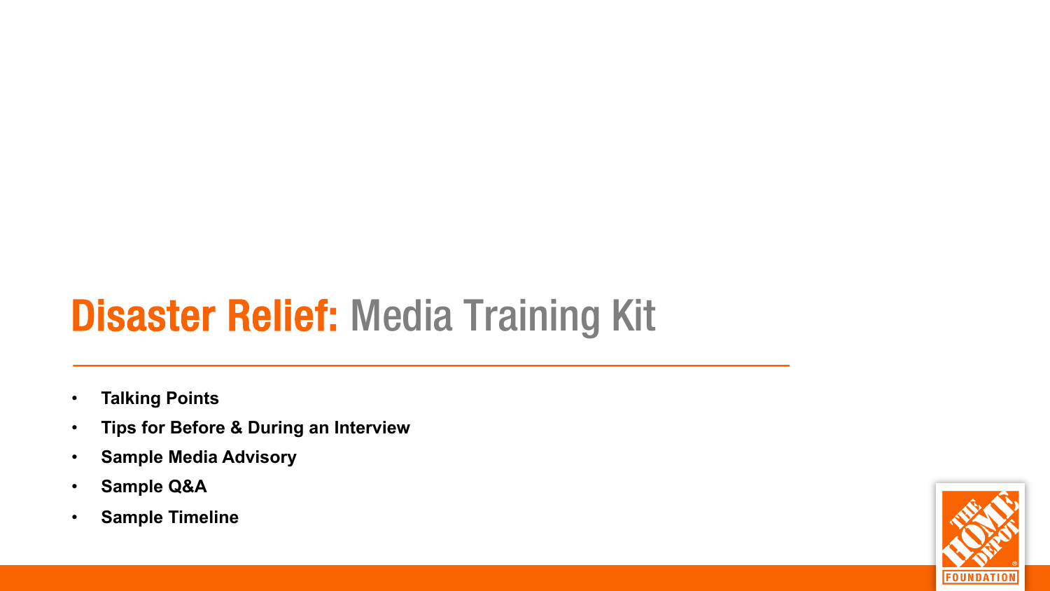# Disaster Relief: Media Training Kit

- **Talking Points**
- **Tips for Before & During an Interview**
- **Sample Media Advisory**
- **Sample Q&A**
- **Sample Timeline**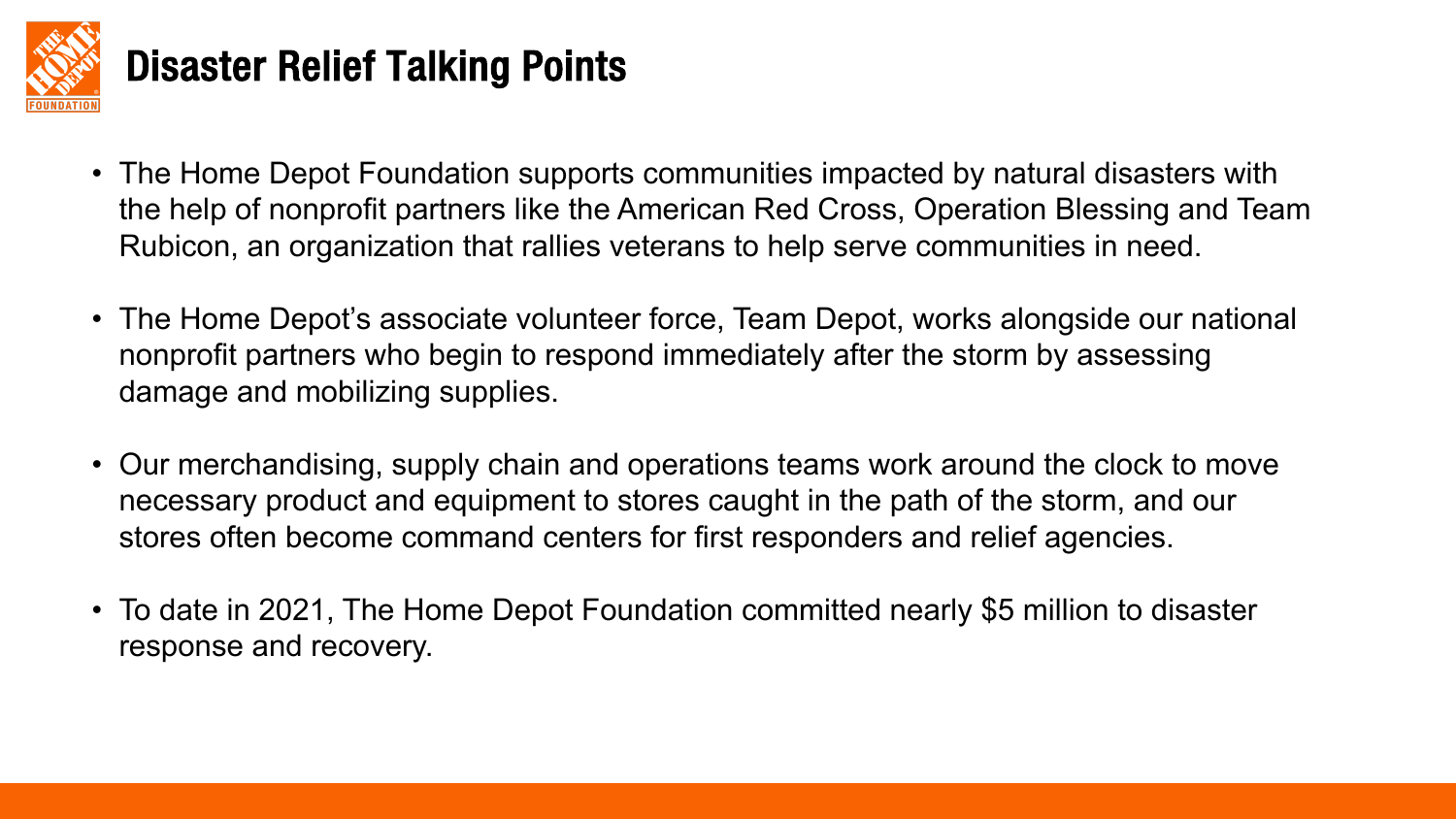# Disaster Relief Talking Points

- The Home Depot Foundation supports communities impacted by natural disasters with the help of nonprofit partners like the American Red Cross, Operation Blessing and Team Rubicon, an organization that rallies veterans to help serve communities in need.
- The Home Depot's associate volunteer force, Team Depot, works alongside our national nonprofit partners who begin to respond immediately after the storm by assessing damage and mobilizing supplies.
- Our merchandising, supply chain and operations teams work around the clock to move necessary product and equipment to stores caught in the path of the storm, and our stores often become command centers for first responders and relief agencies.
- To date in 2021, The Home Depot Foundation committed nearly $5 million to disaster response and recovery.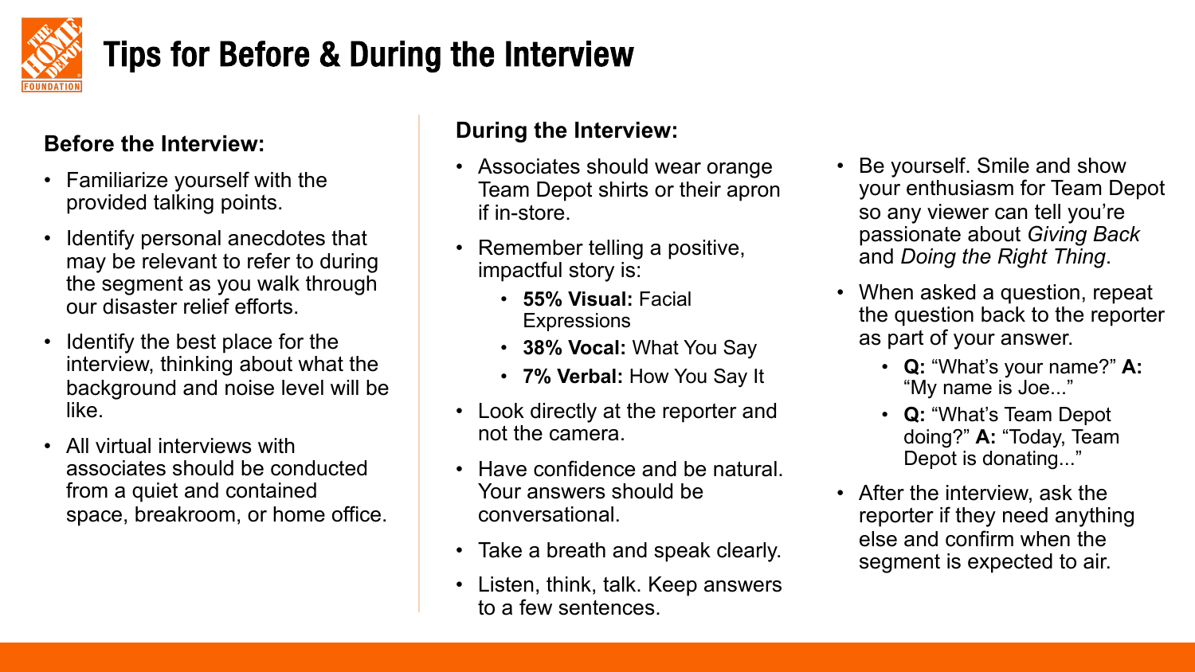# Tips for Before & During the Interview

## Before the Interview:

- Familiarize yourself with the provided talking points.
- Identify personal anecdotes that may be relevant to refer to during the segment as you walk through our disaster relief efforts.
- Identify the best place for the interview, thinking about what the background and noise level will be like.
- All virtual interviews with associates should be conducted from a quiet and contained space, breakroom, or home office.

## During the Interview:

- Associates should wear orange Team Depot shirts or their apron if in-store.
- Remember telling a positive, impactful story is:
  - **55% Visual:** Facial Expressions
  - **38% Vocal:** What You Say
  - **7% Verbal:** How You Say It
- Look directly at the reporter and not the camera.
- Have confidence and be natural. Your answers should be conversational.
- Take a breath and speak clearly.
- Listen, think, talk. Keep answers to a few sentences.
- Be yourself. Smile and show your enthusiasm for Team Depot so any viewer can tell you're passionate about *Giving Back* and *Doing the Right Thing*.
- When asked a question, repeat the question back to the reporter as part of your answer.
  - **Q:** "What's your name?" **A:** "My name is Joe..."
  - **Q:** "What's Team Depot doing?" **A:** "Today, Team Depot is donating..."
- After the interview, ask the reporter if they need anything else and confirm when the segment is expected to air.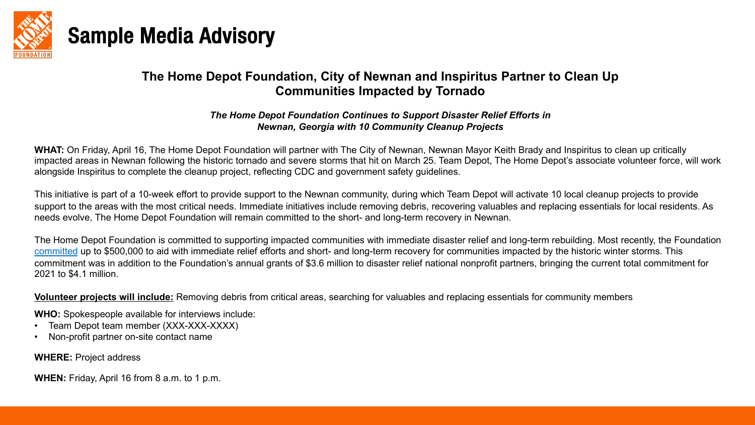# Sample Media Advisory

## The Home Depot Foundation, City of Newnan and Inspiritus Partner to Clean Up Communities Impacted by Tornado

***The Home Depot Foundation Continues to Support Disaster Relief Efforts in Newnan, Georgia with 10 Community Cleanup Projects***

**WHAT:** On Friday, April 16, The Home Depot Foundation will partner with The City of Newnan, Newnan Mayor Keith Brady and Inspiritus to clean up critically impacted areas in Newnan following the historic tornado and severe storms that hit on March 25. Team Depot, The Home Depot's associate volunteer force, will work alongside Inspiritus to complete the cleanup project, reflecting CDC and government safety guidelines.

This initiative is part of a 10-week effort to provide support to the Newnan community, during which Team Depot will activate 10 local cleanup projects to provide support to the areas with the most critical needs. Immediate initiatives include removing debris, recovering valuables and replacing essentials for local residents. As needs evolve, The Home Depot Foundation will remain committed to the short- and long-term recovery in Newnan.

The Home Depot Foundation is committed to supporting impacted communities with immediate disaster relief and long-term rebuilding. Most recently, the Foundation committed up to $500,000 to aid with immediate relief efforts and short- and long-term recovery for communities impacted by the historic winter storms. This commitment was in addition to the Foundation's annual grants of $3.6 million to disaster relief national nonprofit partners, bringing the current total commitment for 2021 to $4.1 million.

**Volunteer projects will include:** Removing debris from critical areas, searching for valuables and replacing essentials for community members

**WHO:** Spokespeople available for interviews include:

- Team Depot team member (XXX-XXX-XXXX)
- Non-profit partner on-site contact name

**WHERE:** Project address

**WHEN:** Friday, April 16 from 8 a.m. to 1 p.m.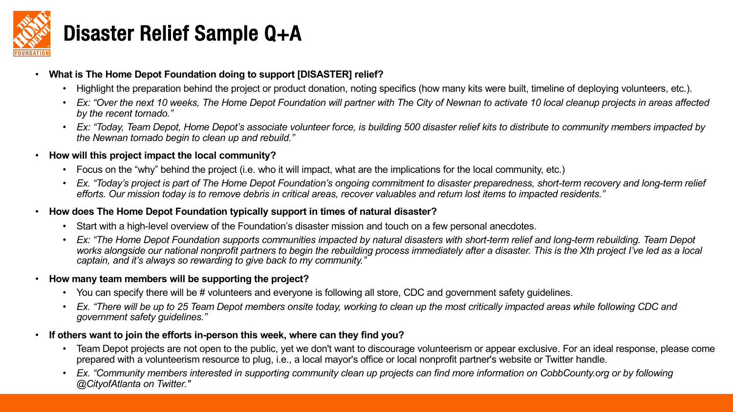# Disaster Relief Sample Q+A

- **What is The Home Depot Foundation doing to support [DISASTER] relief?**
  - Highlight the preparation behind the project or product donation, noting specifics (how many kits were built, timeline of deploying volunteers, etc.).
  - *Ex: "Over the next 10 weeks, The Home Depot Foundation will partner with The City of Newnan to activate 10 local cleanup projects in areas affected by the recent tornado."*
  - *Ex: "Today, Team Depot, Home Depot's associate volunteer force, is building 500 disaster relief kits to distribute to community members impacted by the Newnan tornado begin to clean up and rebuild."*
- **How will this project impact the local community?**
  - Focus on the "why" behind the project (i.e. who it will impact, what are the implications for the local community, etc.)
  - *Ex. "Today's project is part of The Home Depot Foundation's ongoing commitment to disaster preparedness, short-term recovery and long-term relief efforts. Our mission today is to remove debris in critical areas, recover valuables and return lost items to impacted residents."*
- **How does The Home Depot Foundation typically support in times of natural disaster?**
  - Start with a high-level overview of the Foundation's disaster mission and touch on a few personal anecdotes.
  - *Ex: "The Home Depot Foundation supports communities impacted by natural disasters with short-term relief and long-term rebuilding. Team Depot works alongside our national nonprofit partners to begin the rebuilding process immediately after a disaster. This is the Xth project I've led as a local captain, and it's always so rewarding to give back to my community."*
- **How many team members will be supporting the project?**
  - You can specify there will be # volunteers and everyone is following all store, CDC and government safety guidelines.
  - *Ex. "There will be up to 25 Team Depot members onsite today, working to clean up the most critically impacted areas while following CDC and government safety guidelines."*
- **If others want to join the efforts in-person this week, where can they find you?**
  - Team Depot projects are not open to the public, yet we don't want to discourage volunteerism or appear exclusive. For an ideal response, please come prepared with a volunteerism resource to plug, i.e., a local mayor's office or local nonprofit partner's website or Twitter handle.
  - *Ex. "Community members interested in supporting community clean up projects can find more information on CobbCounty.org or by following @CityofAtlanta on Twitter."*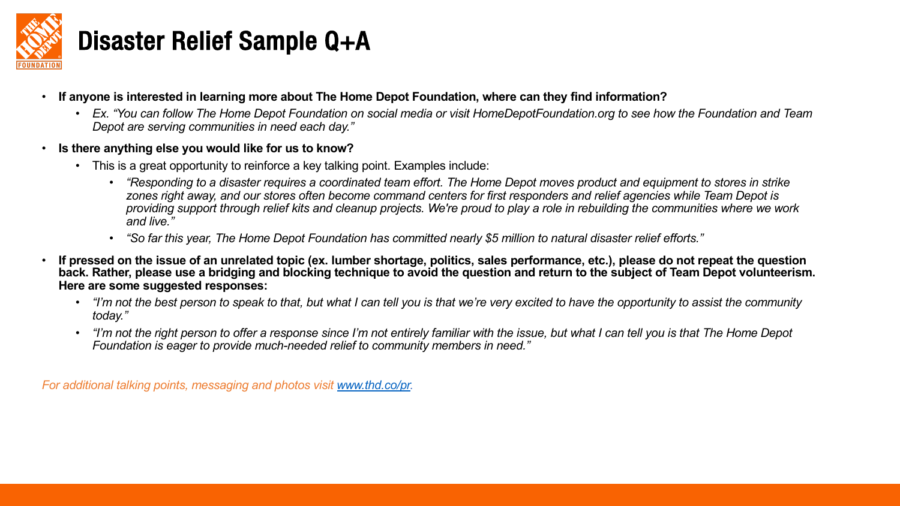# Disaster Relief Sample Q+A

- **If anyone is interested in learning more about The Home Depot Foundation, where can they find information?**
  - *Ex. "You can follow The Home Depot Foundation on social media or visit HomeDepotFoundation.org to see how the Foundation and Team Depot are serving communities in need each day."*
- **Is there anything else you would like for us to know?**
  - This is a great opportunity to reinforce a key talking point. Examples include:
    - *"Responding to a disaster requires a coordinated team effort. The Home Depot moves product and equipment to stores in strike zones right away, and our stores often become command centers for first responders and relief agencies while Team Depot is providing support through relief kits and cleanup projects. We're proud to play a role in rebuilding the communities where we work and live."*
    - *"So far this year, The Home Depot Foundation has committed nearly $5 million to natural disaster relief efforts."*
- **If pressed on the issue of an unrelated topic (ex. lumber shortage, politics, sales performance, etc.), please do not repeat the question back. Rather, please use a bridging and blocking technique to avoid the question and return to the subject of Team Depot volunteerism. Here are some suggested responses:**
  - *"I'm not the best person to speak to that, but what I can tell you is that we're very excited to have the opportunity to assist the community today."*
  - *"I'm not the right person to offer a response since I'm not entirely familiar with the issue, but what I can tell you is that The Home Depot Foundation is eager to provide much-needed relief to community members in need."*

*For additional talking points, messaging and photos visit [www.thd.co/pr](www.thd.co/pr).*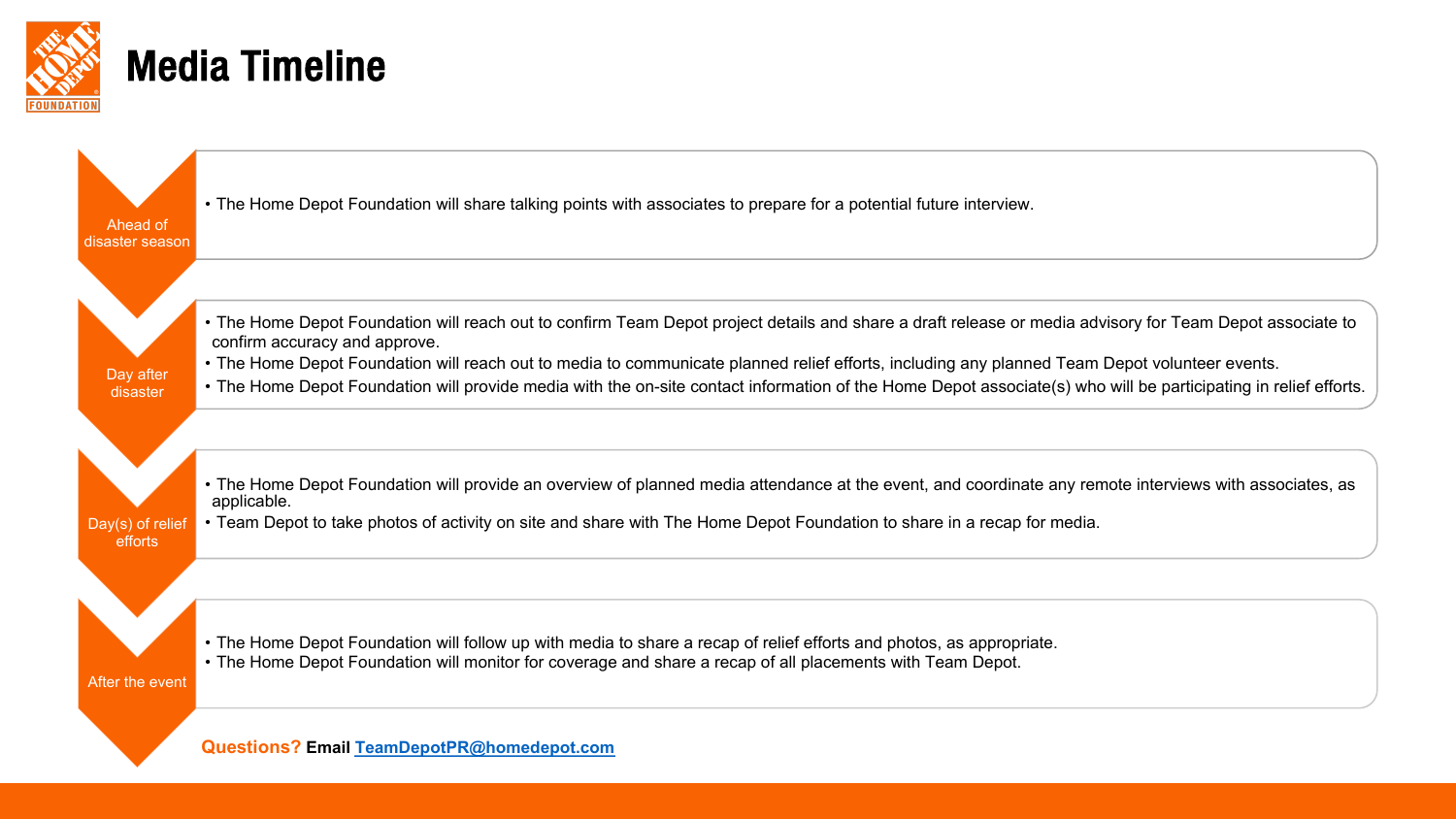# Media Timeline

### Ahead of disaster season

- The Home Depot Foundation will share talking points with associates to prepare for a potential future interview.

### Day after disaster

- The Home Depot Foundation will reach out to confirm Team Depot project details and share a draft release or media advisory for Team Depot associate to confirm accuracy and approve.
- The Home Depot Foundation will reach out to media to communicate planned relief efforts, including any planned Team Depot volunteer events.
- The Home Depot Foundation will provide media with the on-site contact information of the Home Depot associate(s) who will be participating in relief efforts.

### Day(s) of relief efforts

- The Home Depot Foundation will provide an overview of planned media attendance at the event, and coordinate any remote interviews with associates, as applicable.
- Team Depot to take photos of activity on site and share with The Home Depot Foundation to share in a recap for media.

### After the event

- The Home Depot Foundation will follow up with media to share a recap of relief efforts and photos, as appropriate.
- The Home Depot Foundation will monitor for coverage and share a recap of all placements with Team Depot.

**Questions? Email [TeamDepotPR@homedepot.com](mailto:TeamDepotPR@homedepot.com)**